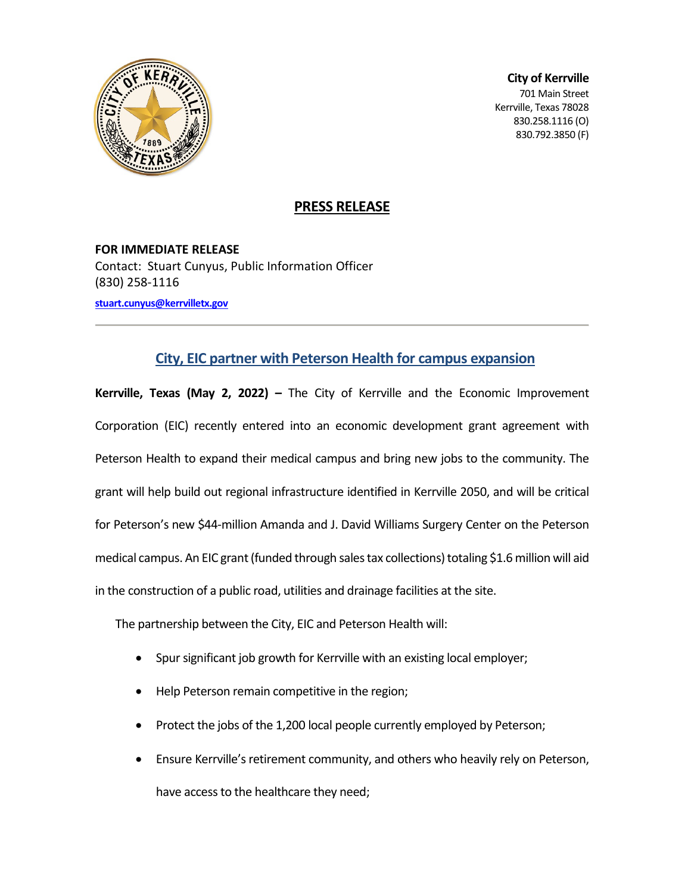**City of Kerrville**
701 Main Street
Kerrville, Texas 78028
830.258.1116 (O)
830.792.3850 (F)

## PRESS RELEASE

**FOR IMMEDIATE RELEASE**
Contact: Stuart Cunyus, Public Information Officer
(830) 258-1116
stuart.cunyus@kerrvilletx.gov

---

## City, EIC partner with Peterson Health for campus expansion

**Kerrville, Texas (May 2, 2022) –** The City of Kerrville and the Economic Improvement Corporation (EIC) recently entered into an economic development grant agreement with Peterson Health to expand their medical campus and bring new jobs to the community. The grant will help build out regional infrastructure identified in Kerrville 2050, and will be critical for Peterson's new $44-million Amanda and J. David Williams Surgery Center on the Peterson medical campus. An EIC grant (funded through sales tax collections) totaling $1.6 million will aid in the construction of a public road, utilities and drainage facilities at the site.

The partnership between the City, EIC and Peterson Health will:

- Spur significant job growth for Kerrville with an existing local employer;
- Help Peterson remain competitive in the region;
- Protect the jobs of the 1,200 local people currently employed by Peterson;
- Ensure Kerrville's retirement community, and others who heavily rely on Peterson, have access to the healthcare they need;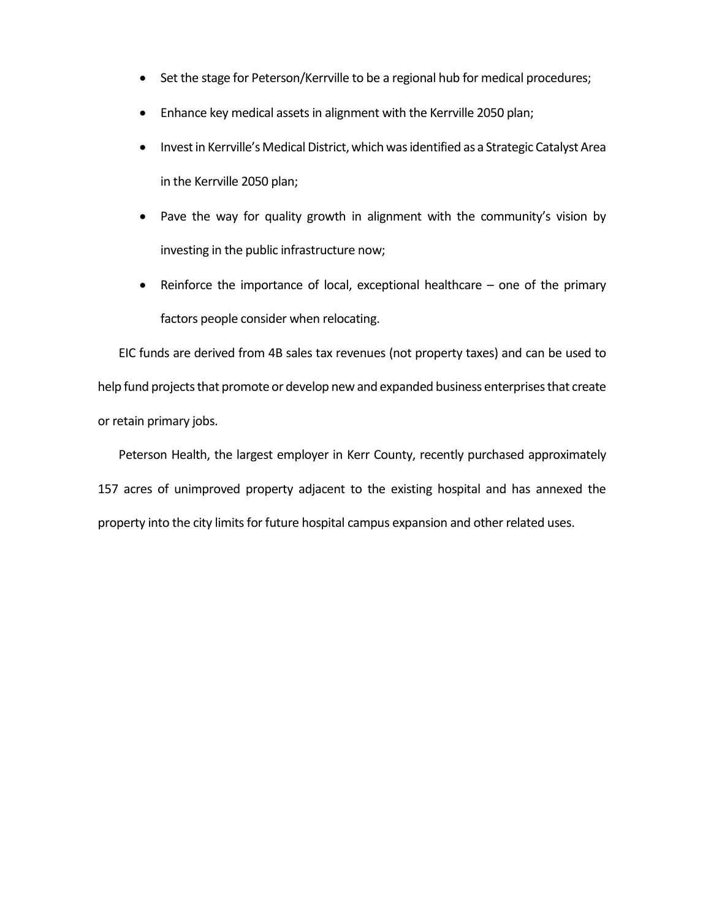- Set the stage for Peterson/Kerrville to be a regional hub for medical procedures;
- Enhance key medical assets in alignment with the Kerrville 2050 plan;
- Invest in Kerrville's Medical District, which was identified as a Strategic Catalyst Area in the Kerrville 2050 plan;
- Pave the way for quality growth in alignment with the community's vision by investing in the public infrastructure now;
- Reinforce the importance of local, exceptional healthcare – one of the primary factors people consider when relocating.

EIC funds are derived from 4B sales tax revenues (not property taxes) and can be used to help fund projects that promote or develop new and expanded business enterprises that create or retain primary jobs.

Peterson Health, the largest employer in Kerr County, recently purchased approximately 157 acres of unimproved property adjacent to the existing hospital and has annexed the property into the city limits for future hospital campus expansion and other related uses.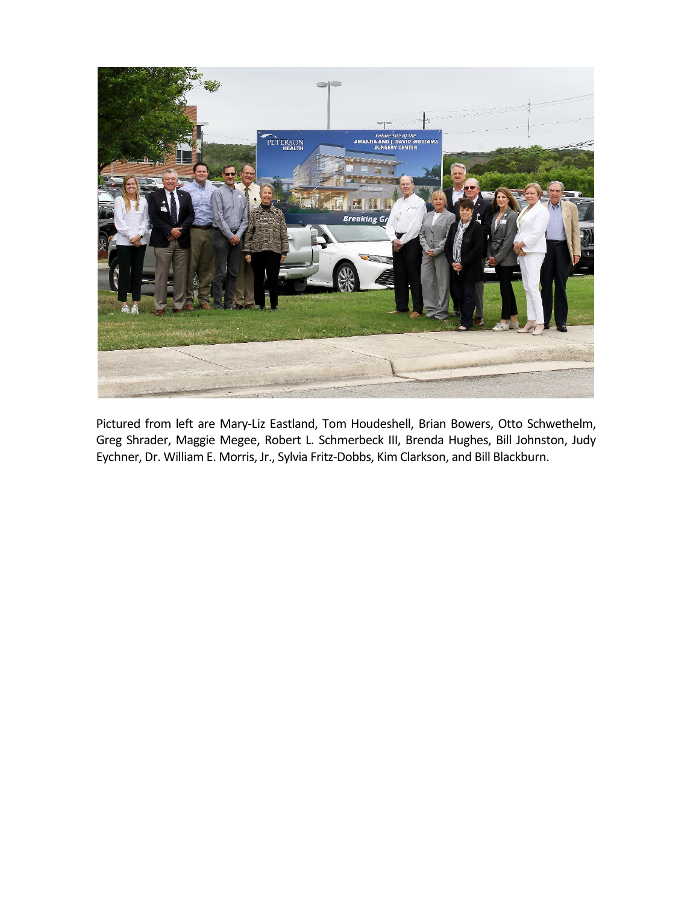Pictured from left are Mary-Liz Eastland, Tom Houdeshell, Brian Bowers, Otto Schwethelm, Greg Shrader, Maggie Megee, Robert L. Schmerbeck III, Brenda Hughes, Bill Johnston, Judy Eychner, Dr. William E. Morris, Jr., Sylvia Fritz-Dobbs, Kim Clarkson, and Bill Blackburn.